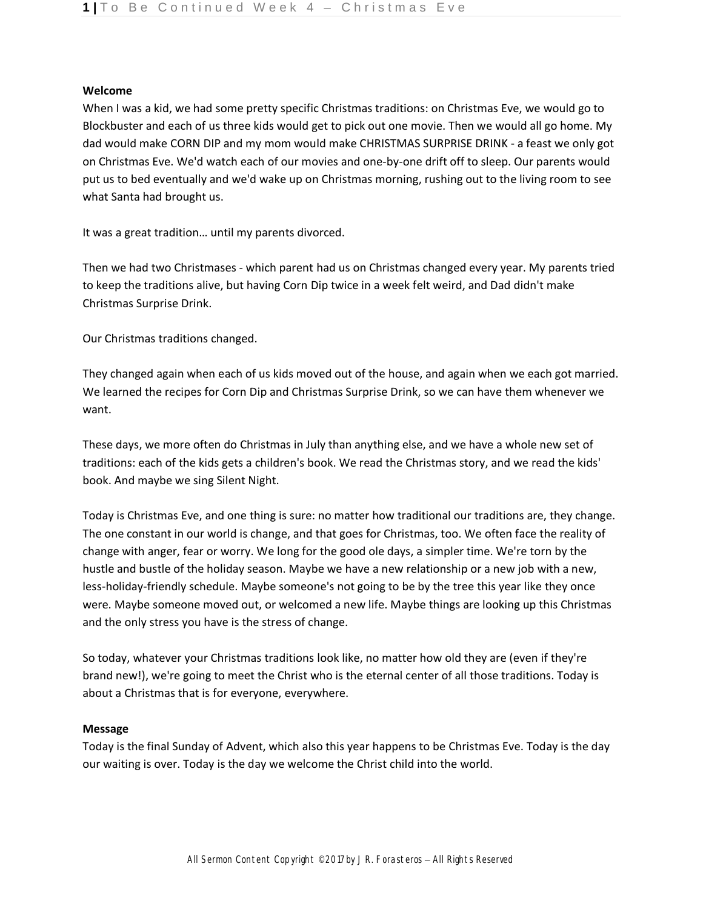**Welcome**

When I was a kid, we had some pretty specific Christmas traditions: on Christmas Eve, we would go to Blockbuster and each of us three kids would get to pick out one movie. Then we would all go home. My dad would make CORN DIP and my mom would make CHRISTMAS SURPRISE DRINK - a feast we only got on Christmas Eve. We'd watch each of our movies and one-by-one drift off to sleep. Our parents would put us to bed eventually and we'd wake up on Christmas morning, rushing out to the living room to see what Santa had brought us.

It was a great tradition… until my parents divorced.

Then we had two Christmases - which parent had us on Christmas changed every year. My parents tried to keep the traditions alive, but having Corn Dip twice in a week felt weird, and Dad didn't make Christmas Surprise Drink.

Our Christmas traditions changed.

They changed again when each of us kids moved out of the house, and again when we each got married. We learned the recipes for Corn Dip and Christmas Surprise Drink, so we can have them whenever we want.

These days, we more often do Christmas in July than anything else, and we have a whole new set of traditions: each of the kids gets a children's book. We read the Christmas story, and we read the kids' book. And maybe we sing Silent Night.

Today is Christmas Eve, and one thing is sure: no matter how traditional our traditions are, they change. The one constant in our world is change, and that goes for Christmas, too. We often face the reality of change with anger, fear or worry. We long for the good ole days, a simpler time. We're torn by the hustle and bustle of the holiday season. Maybe we have a new relationship or a new job with a new, less-holiday-friendly schedule. Maybe someone's not going to be by the tree this year like they once were. Maybe someone moved out, or welcomed a new life. Maybe things are looking up this Christmas and the only stress you have is the stress of change.

So today, whatever your Christmas traditions look like, no matter how old they are (even if they're brand new!), we're going to meet the Christ who is the eternal center of all those traditions. Today is about a Christmas that is for everyone, everywhere.

**Message**

Today is the final Sunday of Advent, which also this year happens to be Christmas Eve. Today is the day our waiting is over. Today is the day we welcome the Christ child into the world.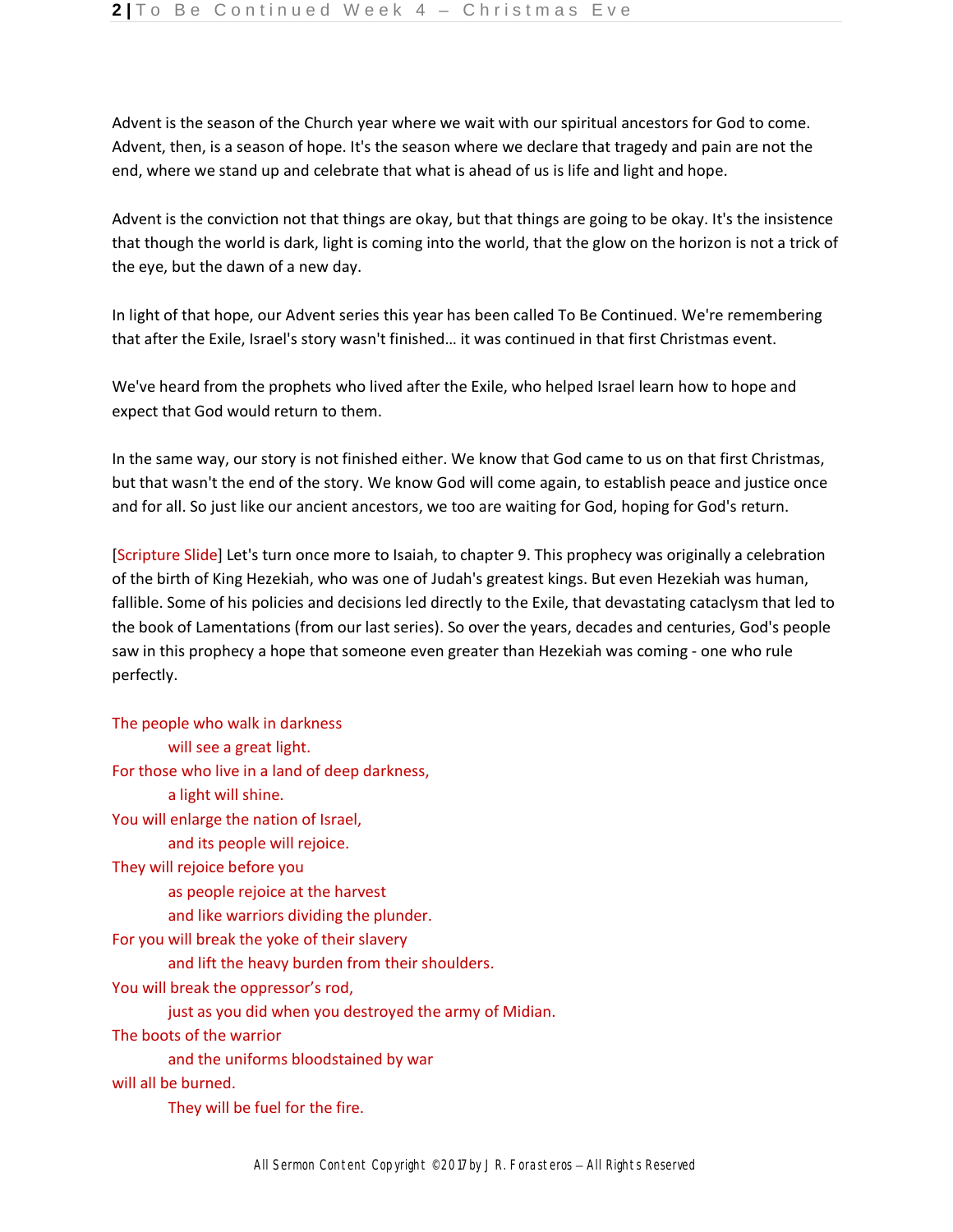Advent is the season of the Church year where we wait with our spiritual ancestors for God to come. Advent, then, is a season of hope. It's the season where we declare that tragedy and pain are not the end, where we stand up and celebrate that what is ahead of us is life and light and hope.

Advent is the conviction not that things are okay, but that things are going to be okay. It's the insistence that though the world is dark, light is coming into the world, that the glow on the horizon is not a trick of the eye, but the dawn of a new day.

In light of that hope, our Advent series this year has been called To Be Continued. We're remembering that after the Exile, Israel's story wasn't finished… it was continued in that first Christmas event.

We've heard from the prophets who lived after the Exile, who helped Israel learn how to hope and expect that God would return to them.

In the same way, our story is not finished either. We know that God came to us on that first Christmas, but that wasn't the end of the story. We know God will come again, to establish peace and justice once and for all. So just like our ancient ancestors, we too are waiting for God, hoping for God's return.

[Scripture Slide] Let's turn once more to Isaiah, to chapter 9. This prophecy was originally a celebration of the birth of King Hezekiah, who was one of Judah's greatest kings. But even Hezekiah was human, fallible. Some of his policies and decisions led directly to the Exile, that devastating cataclysm that led to the book of Lamentations (from our last series). So over the years, decades and centuries, God's people saw in this prophecy a hope that someone even greater than Hezekiah was coming - one who rule perfectly.

The people who walk in darkness  
    will see a great light.  
For those who live in a land of deep darkness,  
    a light will shine.  
You will enlarge the nation of Israel,  
    and its people will rejoice.  
They will rejoice before you  
    as people rejoice at the harvest  
    and like warriors dividing the plunder.  
For you will break the yoke of their slavery  
    and lift the heavy burden from their shoulders.  
You will break the oppressor's rod,  
    just as you did when you destroyed the army of Midian.  
The boots of the warrior  
    and the uniforms bloodstained by war  
will all be burned.  
    They will be fuel for the fire.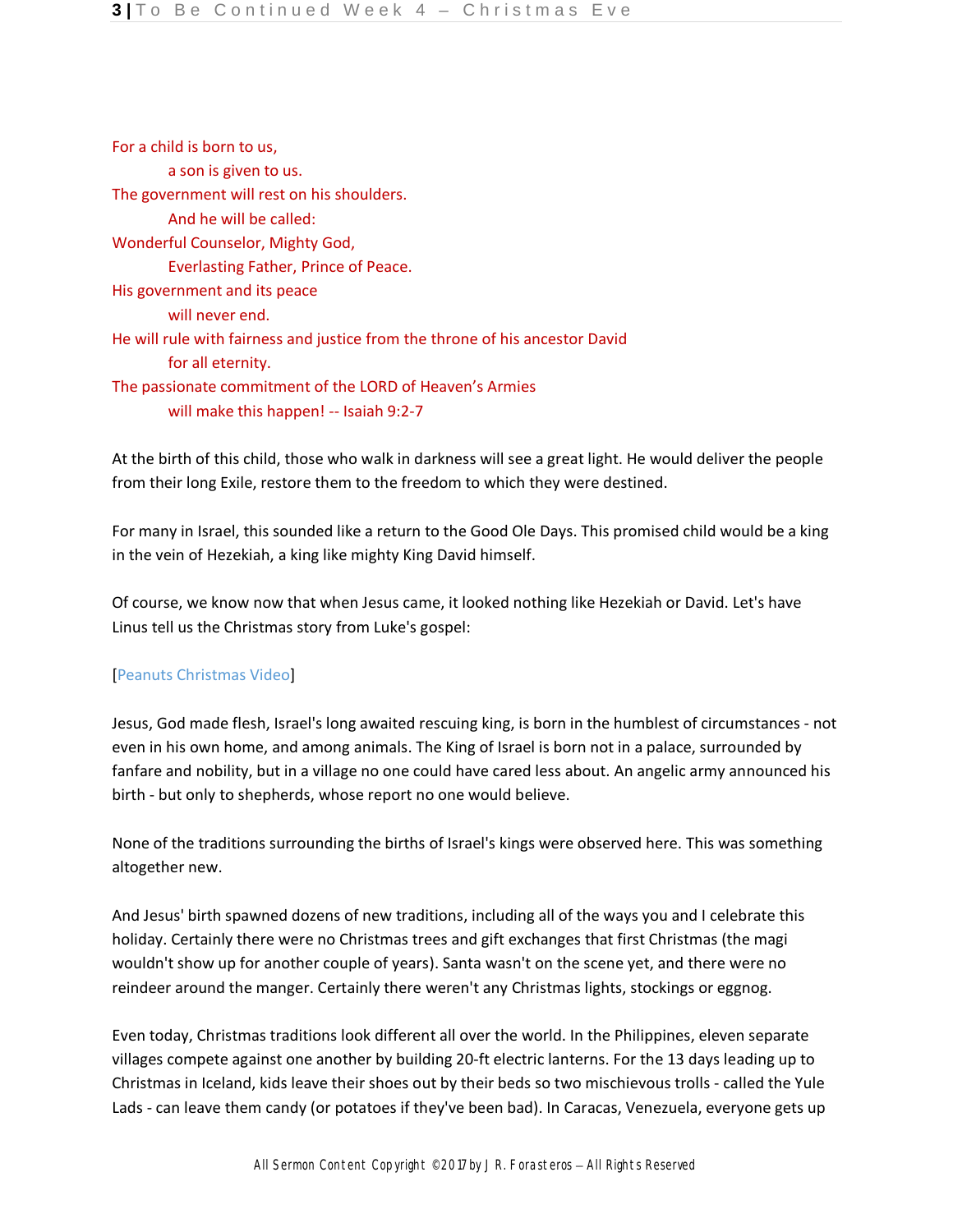For a child is born to us,
    a son is given to us.
The government will rest on his shoulders.
    And he will be called:
Wonderful Counselor, Mighty God,
    Everlasting Father, Prince of Peace.
His government and its peace
    will never end.
He will rule with fairness and justice from the throne of his ancestor David
    for all eternity.
The passionate commitment of the LORD of Heaven's Armies
    will make this happen! -- Isaiah 9:2-7

At the birth of this child, those who walk in darkness will see a great light. He would deliver the people from their long Exile, restore them to the freedom to which they were destined.

For many in Israel, this sounded like a return to the Good Ole Days. This promised child would be a king in the vein of Hezekiah, a king like mighty King David himself.

Of course, we know now that when Jesus came, it looked nothing like Hezekiah or David. Let's have Linus tell us the Christmas story from Luke's gospel:

[Peanuts Christmas Video]

Jesus, God made flesh, Israel's long awaited rescuing king, is born in the humblest of circumstances - not even in his own home, and among animals. The King of Israel is born not in a palace, surrounded by fanfare and nobility, but in a village no one could have cared less about. An angelic army announced his birth - but only to shepherds, whose report no one would believe.

None of the traditions surrounding the births of Israel's kings were observed here. This was something altogether new.

And Jesus' birth spawned dozens of new traditions, including all of the ways you and I celebrate this holiday. Certainly there were no Christmas trees and gift exchanges that first Christmas (the magi wouldn't show up for another couple of years). Santa wasn't on the scene yet, and there were no reindeer around the manger. Certainly there weren't any Christmas lights, stockings or eggnog.

Even today, Christmas traditions look different all over the world. In the Philippines, eleven separate villages compete against one another by building 20-ft electric lanterns. For the 13 days leading up to Christmas in Iceland, kids leave their shoes out by their beds so two mischievous trolls - called the Yule Lads - can leave them candy (or potatoes if they've been bad). In Caracas, Venezuela, everyone gets up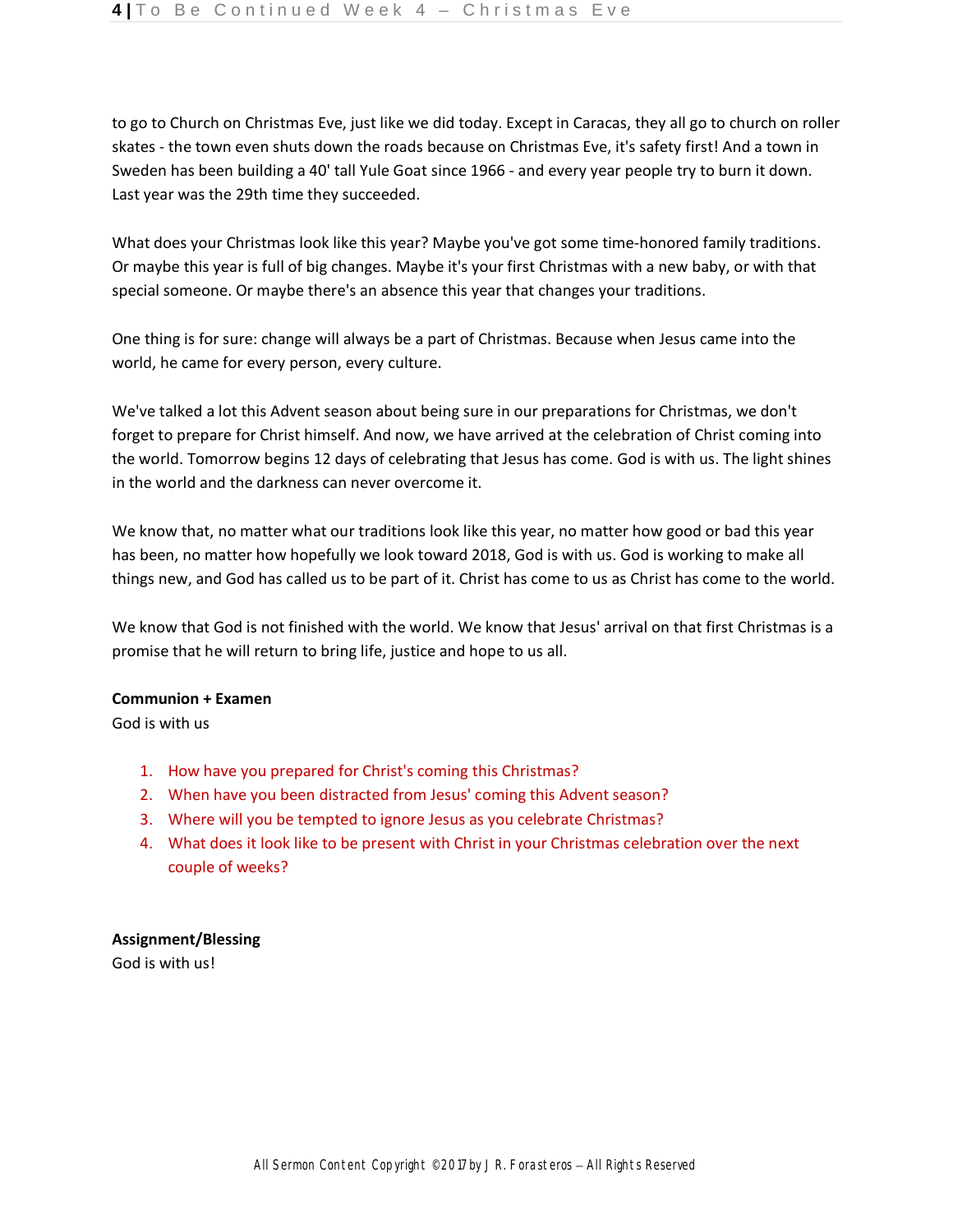to go to Church on Christmas Eve, just like we did today. Except in Caracas, they all go to church on roller skates - the town even shuts down the roads because on Christmas Eve, it's safety first! And a town in Sweden has been building a 40' tall Yule Goat since 1966 - and every year people try to burn it down. Last year was the 29th time they succeeded.

What does your Christmas look like this year? Maybe you've got some time-honored family traditions. Or maybe this year is full of big changes. Maybe it's your first Christmas with a new baby, or with that special someone. Or maybe there's an absence this year that changes your traditions.

One thing is for sure: change will always be a part of Christmas. Because when Jesus came into the world, he came for every person, every culture.

We've talked a lot this Advent season about being sure in our preparations for Christmas, we don't forget to prepare for Christ himself. And now, we have arrived at the celebration of Christ coming into the world. Tomorrow begins 12 days of celebrating that Jesus has come. God is with us. The light shines in the world and the darkness can never overcome it.

We know that, no matter what our traditions look like this year, no matter how good or bad this year has been, no matter how hopefully we look toward 2018, God is with us. God is working to make all things new, and God has called us to be part of it. Christ has come to us as Christ has come to the world.

We know that God is not finished with the world. We know that Jesus' arrival on that first Christmas is a promise that he will return to bring life, justice and hope to us all.

**Communion + Examen**

God is with us

1. How have you prepared for Christ's coming this Christmas?
2. When have you been distracted from Jesus' coming this Advent season?
3. Where will you be tempted to ignore Jesus as you celebrate Christmas?
4. What does it look like to be present with Christ in your Christmas celebration over the next couple of weeks?

**Assignment/Blessing**

God is with us!

All Sermon Content Copyright ©2017 by J R. Forasteros – All Rights Reserved